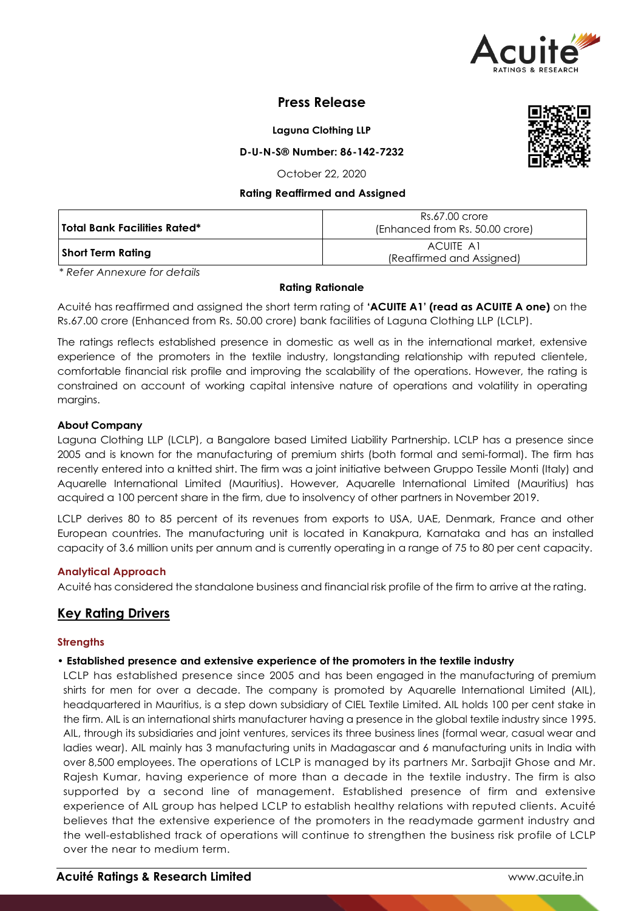# Press Release

**Laguna Clothing LLP**

**D-U-N-S® Number: 86-142-7232**

October 22, 2020

**Rating Reaffirmed and Assigned**

| | |
|---|---|
| **Total Bank Facilities Rated*** | Rs.67.00 crore (Enhanced from Rs. 50.00 crore) |
| **Short Term Rating** | ACUITE A1 (Reaffirmed and Assigned) |

*\* Refer Annexure for details*

**Rating Rationale**

Acuité has reaffirmed and assigned the short term rating of **'ACUITE A1' (read as ACUITE A one)** on the Rs.67.00 crore (Enhanced from Rs. 50.00 crore) bank facilities of Laguna Clothing LLP (LCLP).

The ratings reflects established presence in domestic as well as in the international market, extensive experience of the promoters in the textile industry, longstanding relationship with reputed clientele, comfortable financial risk profile and improving the scalability of the operations. However, the rating is constrained on account of working capital intensive nature of operations and volatility in operating margins.

**About Company**

Laguna Clothing LLP (LCLP), a Bangalore based Limited Liability Partnership. LCLP has a presence since 2005 and is known for the manufacturing of premium shirts (both formal and semi-formal). The firm has recently entered into a knitted shirt. The firm was a joint initiative between Gruppo Tessile Monti (Italy) and Aquarelle International Limited (Mauritius). However, Aquarelle International Limited (Mauritius) has acquired a 100 percent share in the firm, due to insolvency of other partners in November 2019.

LCLP derives 80 to 85 percent of its revenues from exports to USA, UAE, Denmark, France and other European countries. The manufacturing unit is located in Kanakpura, Karnataka and has an installed capacity of 3.6 million units per annum and is currently operating in a range of 75 to 80 per cent capacity.

**Analytical Approach**

Acuité has considered the standalone business and financial risk profile of the firm to arrive at the rating.

## Key Rating Drivers

**Strengths**

- **Established presence and extensive experience of the promoters in the textile industry**

  LCLP has established presence since 2005 and has been engaged in the manufacturing of premium shirts for men for over a decade. The company is promoted by Aquarelle International Limited (AIL), headquartered in Mauritius, is a step down subsidiary of CIEL Textile Limited. AIL holds 100 per cent stake in the firm. AIL is an international shirts manufacturer having a presence in the global textile industry since 1995. AIL, through its subsidiaries and joint ventures, services its three business lines (formal wear, casual wear and ladies wear). AIL mainly has 3 manufacturing units in Madagascar and 6 manufacturing units in India with over 8,500 employees. The operations of LCLP is managed by its partners Mr. Sarbajit Ghose and Mr. Rajesh Kumar, having experience of more than a decade in the textile industry. The firm is also supported by a second line of management. Established presence of firm and extensive experience of AIL group has helped LCLP to establish healthy relations with reputed clients. Acuité believes that the extensive experience of the promoters in the readymade garment industry and the well-established track of operations will continue to strengthen the business risk profile of LCLP over the near to medium term.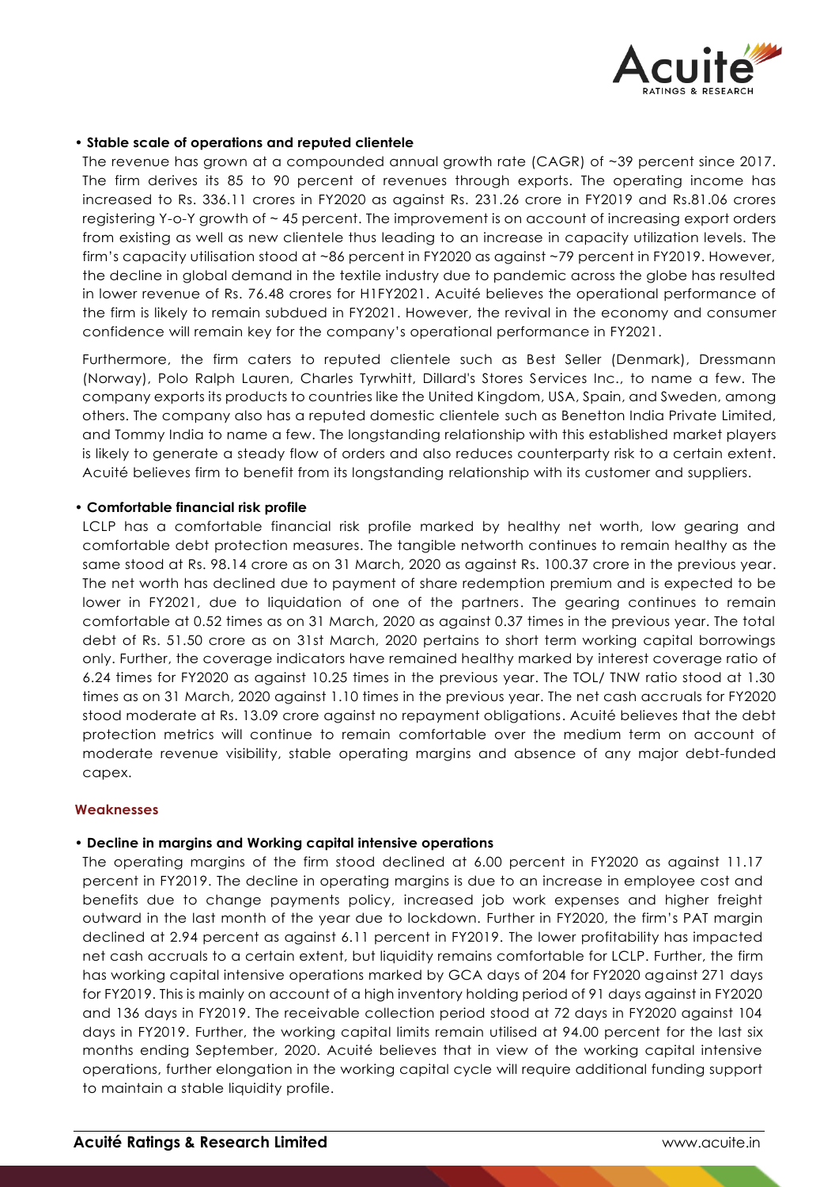- **Stable scale of operations and reputed clientele**

  The revenue has grown at a compounded annual growth rate (CAGR) of ~39 percent since 2017. The firm derives its 85 to 90 percent of revenues through exports. The operating income has increased to Rs. 336.11 crores in FY2020 as against Rs. 231.26 crore in FY2019 and Rs.81.06 crores registering Y-o-Y growth of ~ 45 percent. The improvement is on account of increasing export orders from existing as well as new clientele thus leading to an increase in capacity utilization levels. The firm's capacity utilisation stood at ~86 percent in FY2020 as against ~79 percent in FY2019. However, the decline in global demand in the textile industry due to pandemic across the globe has resulted in lower revenue of Rs. 76.48 crores for H1FY2021. Acuité believes the operational performance of the firm is likely to remain subdued in FY2021. However, the revival in the economy and consumer confidence will remain key for the company's operational performance in FY2021.

  Furthermore, the firm caters to reputed clientele such as Best Seller (Denmark), Dressmann (Norway), Polo Ralph Lauren, Charles Tyrwhitt, Dillard's Stores Services Inc., to name a few. The company exports its products to countries like the United Kingdom, USA, Spain, and Sweden, among others. The company also has a reputed domestic clientele such as Benetton India Private Limited, and Tommy India to name a few. The longstanding relationship with this established market players is likely to generate a steady flow of orders and also reduces counterparty risk to a certain extent. Acuité believes firm to benefit from its longstanding relationship with its customer and suppliers.

- **Comfortable financial risk profile**

  LCLP has a comfortable financial risk profile marked by healthy net worth, low gearing and comfortable debt protection measures. The tangible networth continues to remain healthy as the same stood at Rs. 98.14 crore as on 31 March, 2020 as against Rs. 100.37 crore in the previous year. The net worth has declined due to payment of share redemption premium and is expected to be lower in FY2021, due to liquidation of one of the partners. The gearing continues to remain comfortable at 0.52 times as on 31 March, 2020 as against 0.37 times in the previous year. The total debt of Rs. 51.50 crore as on 31st March, 2020 pertains to short term working capital borrowings only. Further, the coverage indicators have remained healthy marked by interest coverage ratio of 6.24 times for FY2020 as against 10.25 times in the previous year. The TOL/ TNW ratio stood at 1.30 times as on 31 March, 2020 against 1.10 times in the previous year. The net cash accruals for FY2020 stood moderate at Rs. 13.09 crore against no repayment obligations. Acuité believes that the debt protection metrics will continue to remain comfortable over the medium term on account of moderate revenue visibility, stable operating margins and absence of any major debt-funded capex.

### Weaknesses

- **Decline in margins and Working capital intensive operations**

  The operating margins of the firm stood declined at 6.00 percent in FY2020 as against 11.17 percent in FY2019. The decline in operating margins is due to an increase in employee cost and benefits due to change payments policy, increased job work expenses and higher freight outward in the last month of the year due to lockdown. Further in FY2020, the firm's PAT margin declined at 2.94 percent as against 6.11 percent in FY2019. The lower profitability has impacted net cash accruals to a certain extent, but liquidity remains comfortable for LCLP. Further, the firm has working capital intensive operations marked by GCA days of 204 for FY2020 against 271 days for FY2019. This is mainly on account of a high inventory holding period of 91 days against in FY2020 and 136 days in FY2019. The receivable collection period stood at 72 days in FY2020 against 104 days in FY2019. Further, the working capital limits remain utilised at 94.00 percent for the last six months ending September, 2020. Acuité believes that in view of the working capital intensive operations, further elongation in the working capital cycle will require additional funding support to maintain a stable liquidity profile.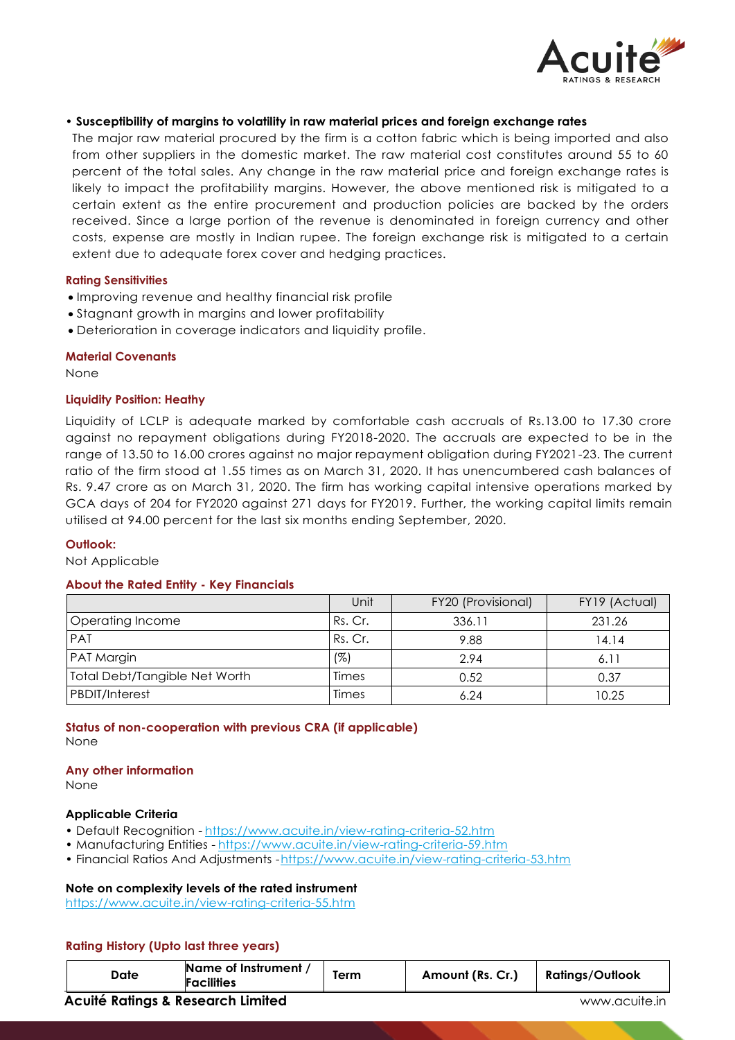- **Susceptibility of margins to volatility in raw material prices and foreign exchange rates**

  The major raw material procured by the firm is a cotton fabric which is being imported and also from other suppliers in the domestic market. The raw material cost constitutes around 55 to 60 percent of the total sales. Any change in the raw material price and foreign exchange rates is likely to impact the profitability margins. However, the above mentioned risk is mitigated to a certain extent as the entire procurement and production policies are backed by the orders received. Since a large portion of the revenue is denominated in foreign currency and other costs, expense are mostly in Indian rupee. The foreign exchange risk is mitigated to a certain extent due to adequate forex cover and hedging practices.

**Rating Sensitivities**

- Improving revenue and healthy financial risk profile
- Stagnant growth in margins and lower profitability
- Deterioration in coverage indicators and liquidity profile.

**Material Covenants**

None

**Liquidity Position: Heathy**

Liquidity of LCLP is adequate marked by comfortable cash accruals of Rs.13.00 to 17.30 crore against no repayment obligations during FY2018-2020. The accruals are expected to be in the range of 13.50 to 16.00 crores against no major repayment obligation during FY2021-23. The current ratio of the firm stood at 1.55 times as on March 31, 2020. It has unencumbered cash balances of Rs. 9.47 crore as on March 31, 2020. The firm has working capital intensive operations marked by GCA days of 204 for FY2020 against 271 days for FY2019. Further, the working capital limits remain utilised at 94.00 percent for the last six months ending September, 2020.

**Outlook:**

Not Applicable

**About the Rated Entity - Key Financials**

| | Unit | FY20 (Provisional) | FY19 (Actual) |
|---|---|---|---|
| Operating Income | Rs. Cr. | 336.11 | 231.26 |
| PAT | Rs. Cr. | 9.88 | 14.14 |
| PAT Margin | (%) | 2.94 | 6.11 |
| Total Debt/Tangible Net Worth | Times | 0.52 | 0.37 |
| PBDIT/Interest | Times | 6.24 | 10.25 |

**Status of non-cooperation with previous CRA (if applicable)**

None

**Any other information**

None

**Applicable Criteria**

- Default Recognition - https://www.acuite.in/view-rating-criteria-52.htm
- Manufacturing Entities - https://www.acuite.in/view-rating-criteria-59.htm
- Financial Ratios And Adjustments - https://www.acuite.in/view-rating-criteria-53.htm

**Note on complexity levels of the rated instrument**

https://www.acuite.in/view-rating-criteria-55.htm

**Rating History (Upto last three years)**

| Date | Name of Instrument / Facilities | Term | Amount (Rs. Cr.) | Ratings/Outlook |
|---|---|---|---|---|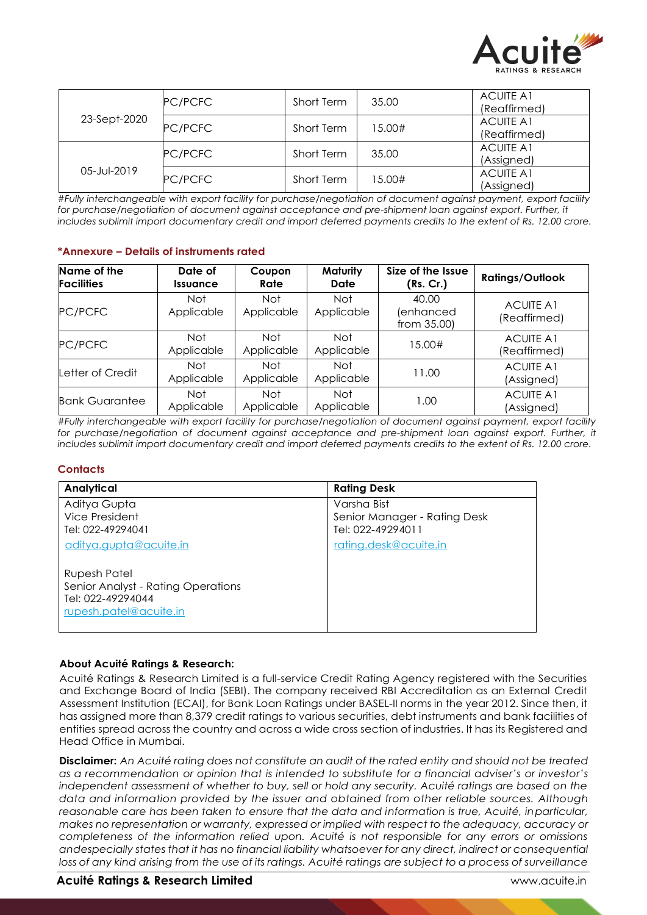| | | | | |
|---|---|---|---|---|
| 23-Sept-2020 | PC/PCFC | Short Term | 35.00 | ACUITE A1 (Reaffirmed) |
| | PC/PCFC | Short Term | 15.00# | ACUITE A1 (Reaffirmed) |
| 05-Jul-2019 | PC/PCFC | Short Term | 35.00 | ACUITE A1 (Assigned) |
| | PC/PCFC | Short Term | 15.00# | ACUITE A1 (Assigned) |

*#Fully interchangeable with export facility for purchase/negotiation of document against payment, export facility for purchase/negotiation of document against acceptance and pre-shipment loan against export. Further, it includes sublimit import documentary credit and import deferred payments credits to the extent of Rs. 12.00 crore.*

### *Annexure – Details of instruments rated

| Name of the Facilities | Date of Issuance | Coupon Rate | Maturity Date | Size of the Issue (Rs. Cr.) | Ratings/Outlook |
|---|---|---|---|---|---|
| PC/PCFC | Not Applicable | Not Applicable | Not Applicable | 40.00 (enhanced from 35.00) | ACUITE A1 (Reaffirmed) |
| PC/PCFC | Not Applicable | Not Applicable | Not Applicable | 15.00# | ACUITE A1 (Reaffirmed) |
| Letter of Credit | Not Applicable | Not Applicable | Not Applicable | 11.00 | ACUITE A1 (Assigned) |
| Bank Guarantee | Not Applicable | Not Applicable | Not Applicable | 1.00 | ACUITE A1 (Assigned) |

*#Fully interchangeable with export facility for purchase/negotiation of document against payment, export facility for purchase/negotiation of document against acceptance and pre-shipment loan against export. Further, it includes sublimit import documentary credit and import deferred payments credits to the extent of Rs. 12.00 crore.*

### Contacts

| Analytical | Rating Desk |
|---|---|
| Aditya Gupta<br>Vice President<br>Tel: 022-49294041<br>aditya.gupta@acuite.in<br><br>Rupesh Patel<br>Senior Analyst - Rating Operations<br>Tel: 022-49294044<br>rupesh.patel@acuite.in | Varsha Bist<br>Senior Manager - Rating Desk<br>Tel: 022-49294011<br>rating.desk@acuite.in |

**About Acuité Ratings & Research:**

Acuité Ratings & Research Limited is a full-service Credit Rating Agency registered with the Securities and Exchange Board of India (SEBI). The company received RBI Accreditation as an External Credit Assessment Institution (ECAI), for Bank Loan Ratings under BASEL-II norms in the year 2012. Since then, it has assigned more than 8,379 credit ratings to various securities, debt instruments and bank facilities of entities spread across the country and across a wide cross section of industries. It has its Registered and Head Office in Mumbai.

**Disclaimer:** *An Acuité rating does not constitute an audit of the rated entity and should not be treated as a recommendation or opinion that is intended to substitute for a financial adviser's or investor's independent assessment of whether to buy, sell or hold any security. Acuité ratings are based on the data and information provided by the issuer and obtained from other reliable sources. Although reasonable care has been taken to ensure that the data and information is true, Acuité, in particular, makes no representation or warranty, expressed or implied with respect to the adequacy, accuracy or completeness of the information relied upon. Acuité is not responsible for any errors or omissions and especially states that it has no financial liability whatsoever for any direct, indirect or consequential loss of any kind arising from the use of its ratings. Acuité ratings are subject to a process of surveillance*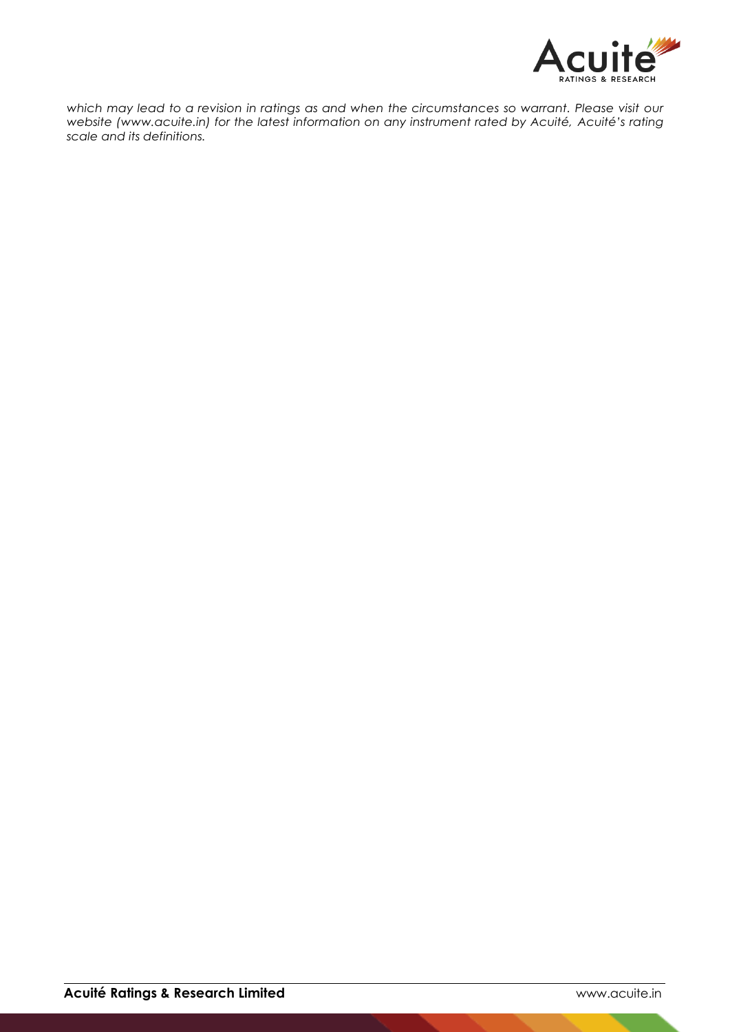*which may lead to a revision in ratings as and when the circumstances so warrant. Please visit our website (www.acuite.in) for the latest information on any instrument rated by Acuité, Acuité's rating scale and its definitions.*